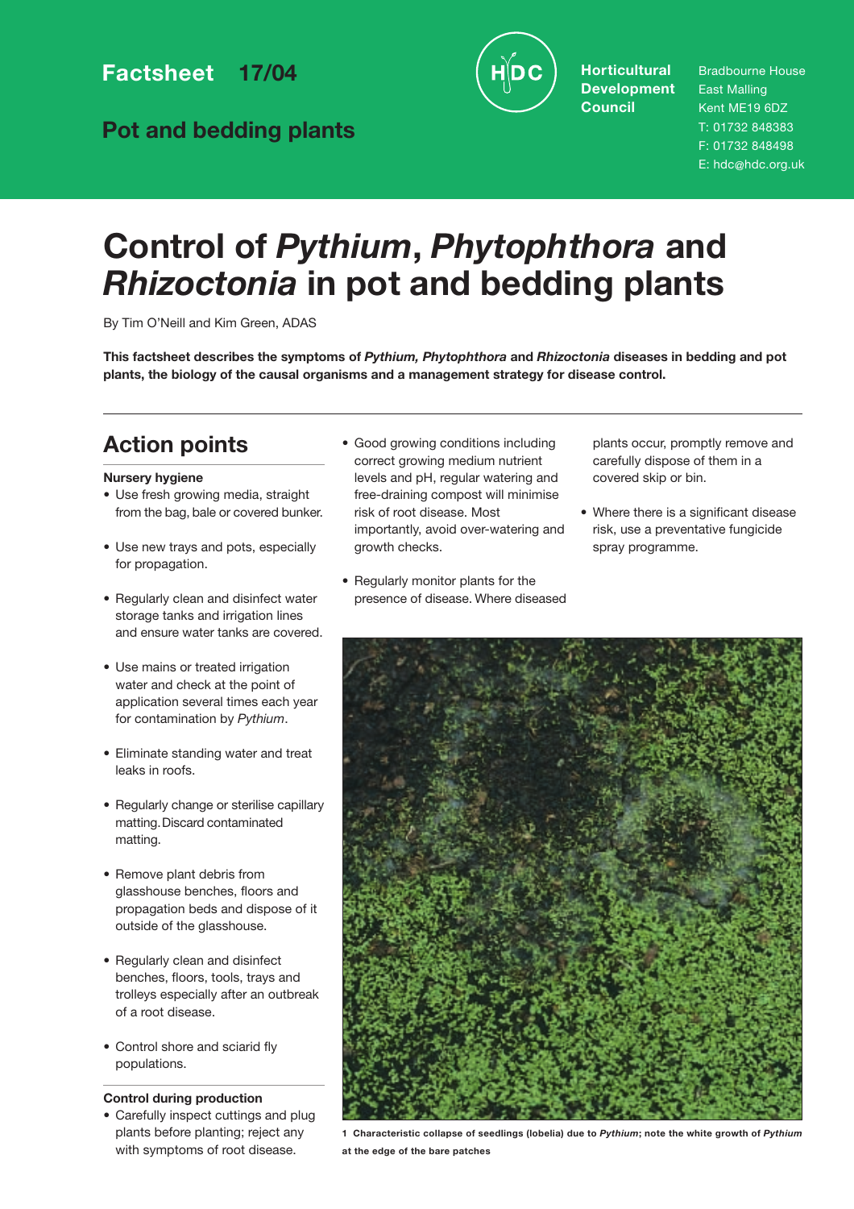Factsheet 17/04

Pot and bedding plants

Horticultural Development Council

Bradbourne House
East Malling
Kent ME19 6DZ
T: 01732 848383
F: 01732 848498
E: hdc@hdc.org.uk

# Control of *Pythium*, *Phytophthora* and *Rhizoctonia* in pot and bedding plants

By Tim O'Neill and Kim Green, ADAS

**This factsheet describes the symptoms of *Pythium, Phytophthora* and *Rhizoctonia* diseases in bedding and pot plants, the biology of the causal organisms and a management strategy for disease control.**

## Action points

**Nursery hygiene**

- Use fresh growing media, straight from the bag, bale or covered bunker.
- Use new trays and pots, especially for propagation.
- Regularly clean and disinfect water storage tanks and irrigation lines and ensure water tanks are covered.
- Use mains or treated irrigation water and check at the point of application several times each year for contamination by *Pythium*.
- Eliminate standing water and treat leaks in roofs.
- Regularly change or sterilise capillary matting. Discard contaminated matting.
- Remove plant debris from glasshouse benches, floors and propagation beds and dispose of it outside of the glasshouse.
- Regularly clean and disinfect benches, floors, tools, trays and trolleys especially after an outbreak of a root disease.
- Control shore and sciarid fly populations.

**Control during production**

- Carefully inspect cuttings and plug plants before planting; reject any with symptoms of root disease.
- Good growing conditions including correct growing medium nutrient levels and pH, regular watering and free-draining compost will minimise risk of root disease. Most importantly, avoid over-watering and growth checks.
- Regularly monitor plants for the presence of disease. Where diseased plants occur, promptly remove and carefully dispose of them in a covered skip or bin.
- Where there is a significant disease risk, use a preventative fungicide spray programme.

**1 Characteristic collapse of seedlings (lobelia) due to *Pythium*; note the white growth of *Pythium* at the edge of the bare patches**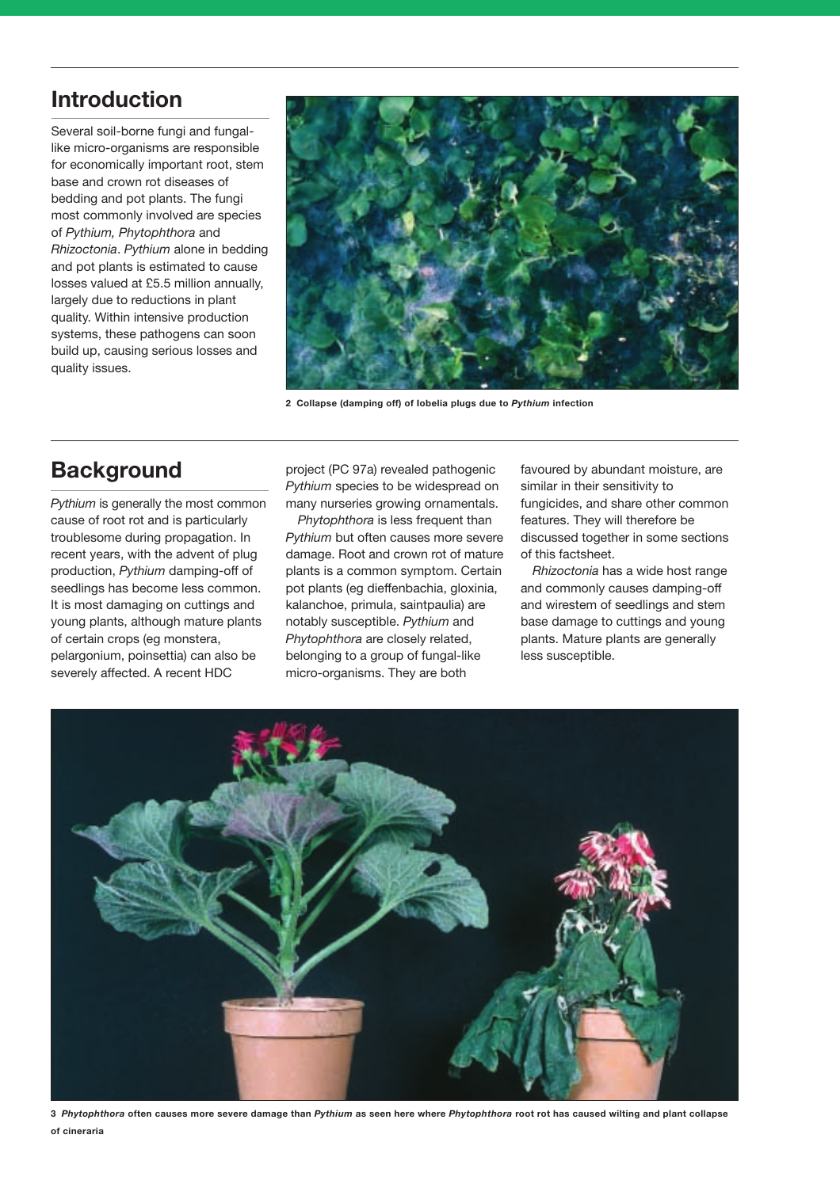## Introduction

Several soil-borne fungi and fungal-like micro-organisms are responsible for economically important root, stem base and crown rot diseases of bedding and pot plants. The fungi most commonly involved are species of *Pythium, Phytophthora* and *Rhizoctonia*. *Pythium* alone in bedding and pot plants is estimated to cause losses valued at £5.5 million annually, largely due to reductions in plant quality. Within intensive production systems, these pathogens can soon build up, causing serious losses and quality issues.

**2 Collapse (damping off) of lobelia plugs due to *Pythium* infection**

## Background

*Pythium* is generally the most common cause of root rot and is particularly troublesome during propagation. In recent years, with the advent of plug production, *Pythium* damping-off of seedlings has become less common. It is most damaging on cuttings and young plants, although mature plants of certain crops (eg monstera, pelargonium, poinsettia) can also be severely affected. A recent HDC project (PC 97a) revealed pathogenic *Pythium* species to be widespread on many nurseries growing ornamentals.

*Phytophthora* is less frequent than *Pythium* but often causes more severe damage. Root and crown rot of mature plants is a common symptom. Certain pot plants (eg dieffenbachia, gloxinia, kalanchoe, primula, saintpaulia) are notably susceptible. *Pythium* and *Phytophthora* are closely related, belonging to a group of fungal-like micro-organisms. They are both favoured by abundant moisture, are similar in their sensitivity to fungicides, and share other common features. They will therefore be discussed together in some sections of this factsheet.

*Rhizoctonia* has a wide host range and commonly causes damping-off and wirestem of seedlings and stem base damage to cuttings and young plants. Mature plants are generally less susceptible.

**3 *Phytophthora* often causes more severe damage than *Pythium* as seen here where *Phytophthora* root rot has caused wilting and plant collapse of cineraria**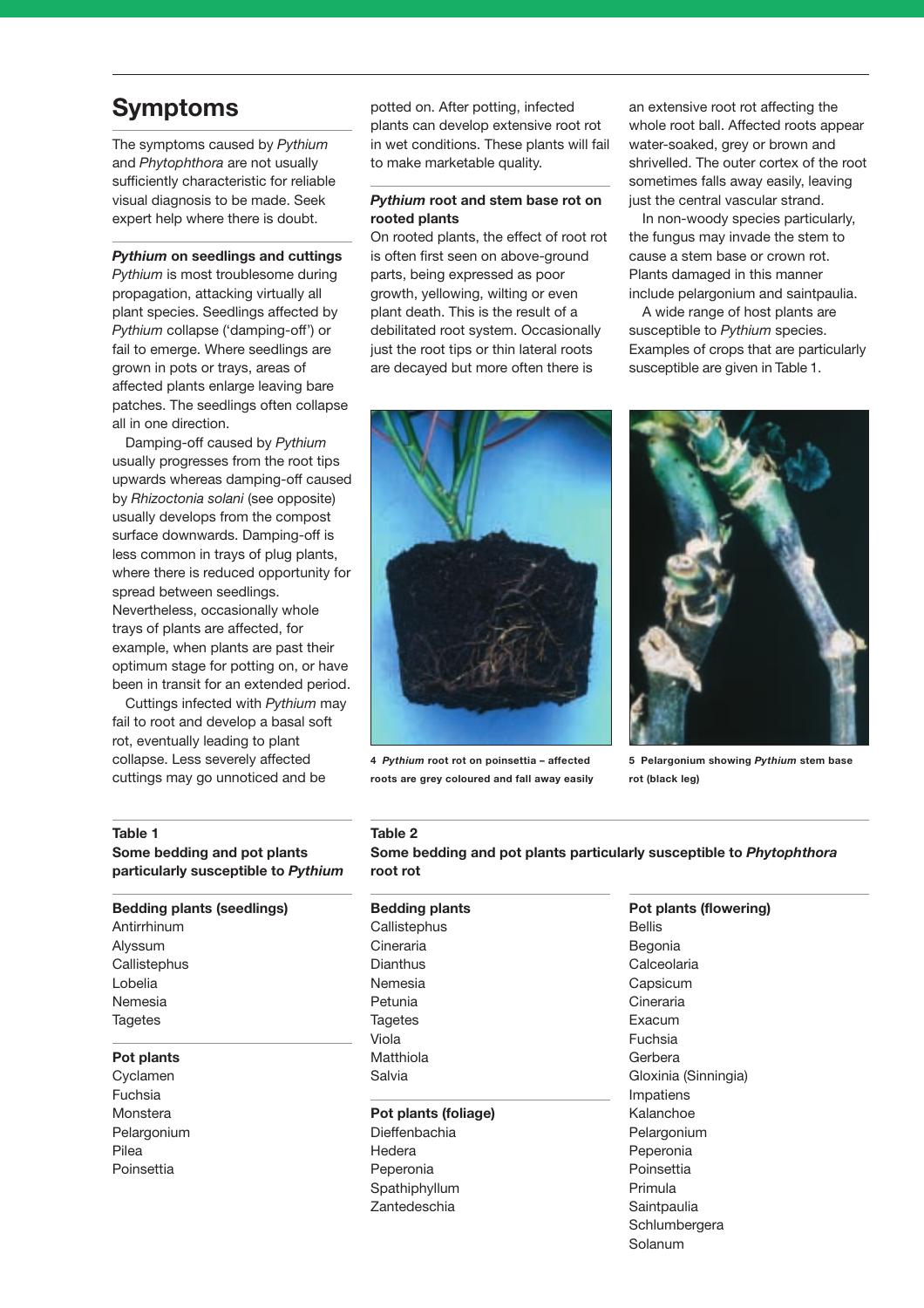## Symptoms

The symptoms caused by *Pythium* and *Phytophthora* are not usually sufficiently characteristic for reliable visual diagnosis to be made. Seek expert help where there is doubt.

### *Pythium* on seedlings and cuttings

*Pythium* is most troublesome during propagation, attacking virtually all plant species. Seedlings affected by *Pythium* collapse ('damping-off') or fail to emerge. Where seedlings are grown in pots or trays, areas of affected plants enlarge leaving bare patches. The seedlings often collapse all in one direction.

Damping-off caused by *Pythium* usually progresses from the root tips upwards whereas damping-off caused by *Rhizoctonia solani* (see opposite) usually develops from the compost surface downwards. Damping-off is less common in trays of plug plants, where there is reduced opportunity for spread between seedlings. Nevertheless, occasionally whole trays of plants are affected, for example, when plants are past their optimum stage for potting on, or have been in transit for an extended period.

Cuttings infected with *Pythium* may fail to root and develop a basal soft rot, eventually leading to plant collapse. Less severely affected cuttings may go unnoticed and be potted on. After potting, infected plants can develop extensive root rot in wet conditions. These plants will fail to make marketable quality.

### *Pythium* root and stem base rot on rooted plants

On rooted plants, the effect of root rot is often first seen on above-ground parts, being expressed as poor growth, yellowing, wilting or even plant death. This is the result of a debilitated root system. Occasionally just the root tips or thin lateral roots are decayed but more often there is an extensive root rot affecting the whole root ball. Affected roots appear water-soaked, grey or brown and shrivelled. The outer cortex of the root sometimes falls away easily, leaving just the central vascular strand.

In non-woody species particularly, the fungus may invade the stem to cause a stem base or crown rot. Plants damaged in this manner include pelargonium and saintpaulia.

A wide range of host plants are susceptible to *Pythium* species. Examples of crops that are particularly susceptible are given in Table 1.

**4** ***Pythium*** **root rot on poinsettia – affected roots are grey coloured and fall away easily**

**5 Pelargonium showing** ***Pythium*** **stem base rot (black leg)**

**Table 1**
**Some bedding and pot plants particularly susceptible to *Pythium***

| Bedding plants (seedlings) | Pot plants |
|---|---|
| Antirrhinum | Cyclamen |
| Alyssum | Fuchsia |
| Callistephus | Monstera |
| Lobelia | Pelargonium |
| Nemesia | Pilea |
| Tagetes | Poinsettia |

**Table 2**
**Some bedding and pot plants particularly susceptible to *Phytophthora* root rot**

| Bedding plants | Pot plants (foliage) | Pot plants (flowering) |
|---|---|---|
| Callistephus | Dieffenbachia | Bellis |
| Cineraria | Hedera | Begonia |
| Dianthus | Peperonia | Calceolaria |
| Nemesia | Spathiphyllum | Capsicum |
| Petunia | Zantedeschia | Cineraria |
| Tagetes | | Exacum |
| Viola | | Fuchsia |
| Matthiola | | Gerbera |
| Salvia | | Gloxinia (Sinningia) |
| | | Impatiens |
| | | Kalanchoe |
| | | Pelargonium |
| | | Peperonia |
| | | Poinsettia |
| | | Primula |
| | | Saintpaulia |
| | | Schlumbergera |
| | | Solanum |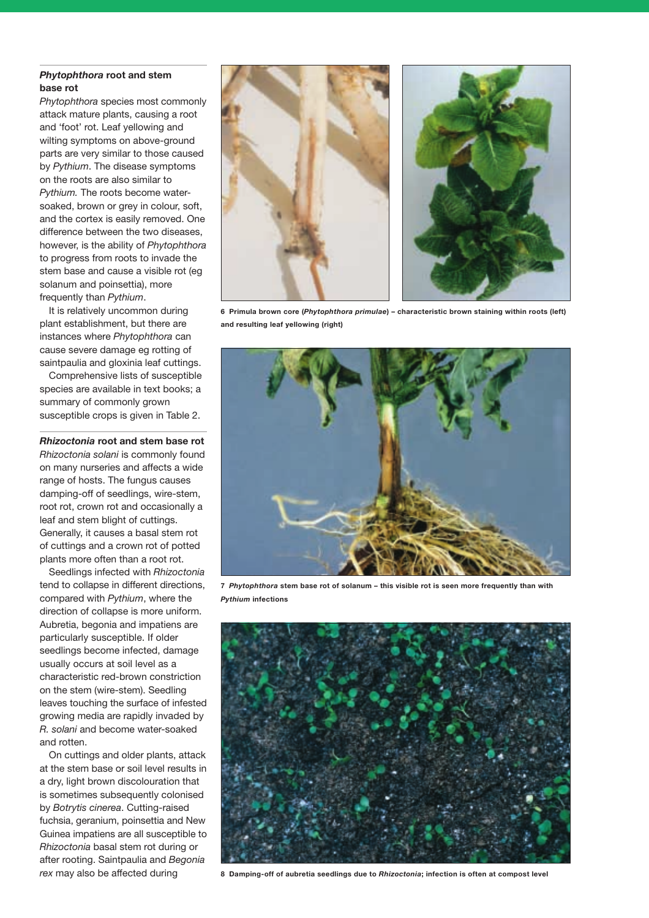### *Phytophthora* root and stem base rot

*Phytophthora* species most commonly attack mature plants, causing a root and 'foot' rot. Leaf yellowing and wilting symptoms on above-ground parts are very similar to those caused by *Pythium*. The disease symptoms on the roots are also similar to *Pythium.* The roots become water-soaked, brown or grey in colour, soft, and the cortex is easily removed. One difference between the two diseases, however, is the ability of *Phytophthora* to progress from roots to invade the stem base and cause a visible rot (eg solanum and poinsettia), more frequently than *Pythium*.

It is relatively uncommon during plant establishment, but there are instances where *Phytophthora* can cause severe damage eg rotting of saintpaulia and gloxinia leaf cuttings.

Comprehensive lists of susceptible species are available in text books; a summary of commonly grown susceptible crops is given in Table 2.

### *Rhizoctonia* root and stem base rot

*Rhizoctonia solani* is commonly found on many nurseries and affects a wide range of hosts. The fungus causes damping-off of seedlings, wire-stem, root rot, crown rot and occasionally a leaf and stem blight of cuttings. Generally, it causes a basal stem rot of cuttings and a crown rot of potted plants more often than a root rot.

Seedlings infected with *Rhizoctonia* tend to collapse in different directions, compared with *Pythium*, where the direction of collapse is more uniform. Aubretia, begonia and impatiens are particularly susceptible. If older seedlings become infected, damage usually occurs at soil level as a characteristic red-brown constriction on the stem (wire-stem). Seedling leaves touching the surface of infested growing media are rapidly invaded by *R. solani* and become water-soaked and rotten.

On cuttings and older plants, attack at the stem base or soil level results in a dry, light brown discolouration that is sometimes subsequently colonised by *Botrytis cinerea*. Cutting-raised fuchsia, geranium, poinsettia and New Guinea impatiens are all susceptible to *Rhizoctonia* basal stem rot during or after rooting. Saintpaulia and *Begonia rex* may also be affected during

**6 Primula brown core (*Phytophthora primulae*) – characteristic brown staining within roots (left) and resulting leaf yellowing (right)**

**7 *Phytophthora* stem base rot of solanum – this visible rot is seen more frequently than with *Pythium* infections**

**8 Damping-off of aubretia seedlings due to *Rhizoctonia*; infection is often at compost level**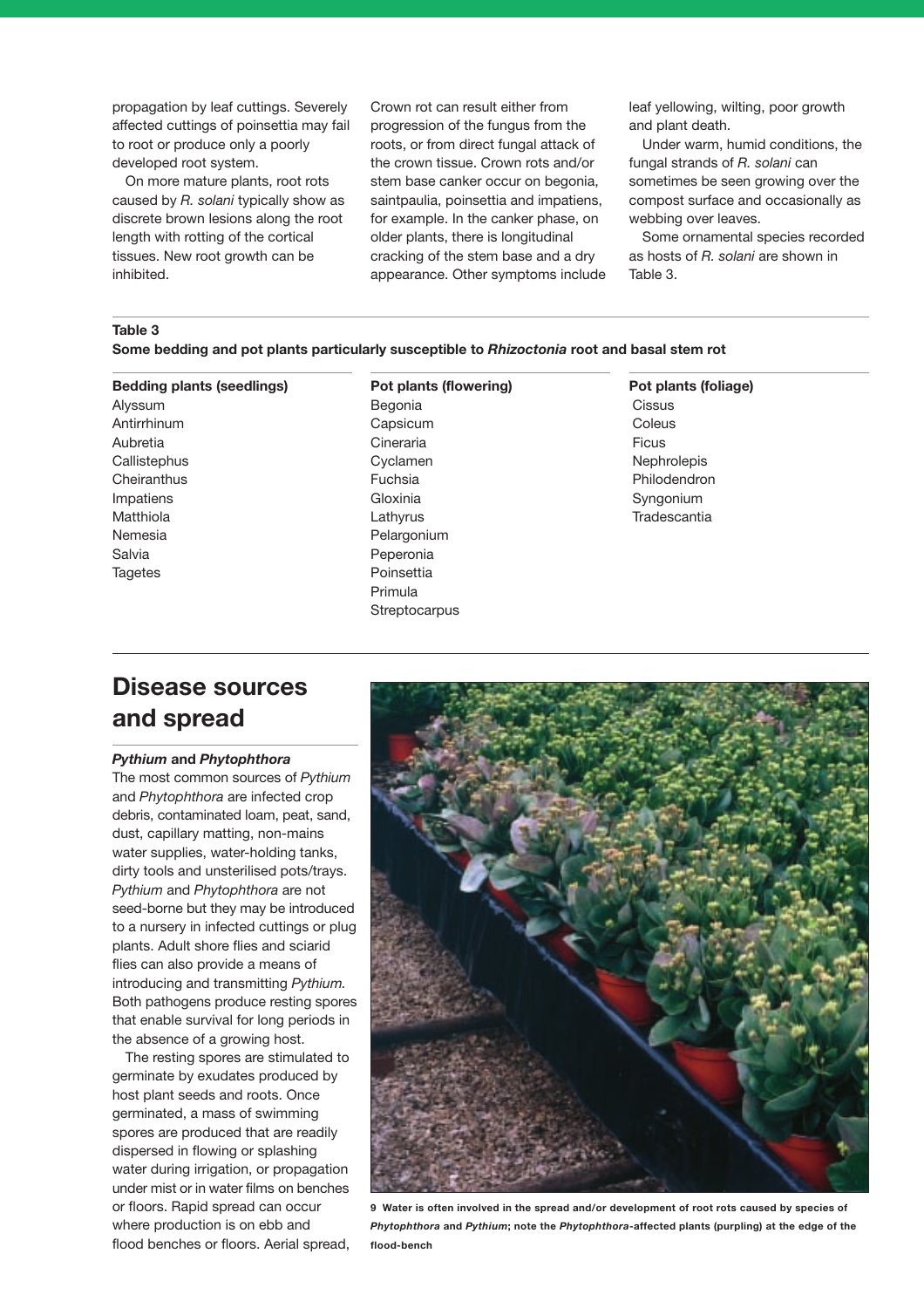propagation by leaf cuttings. Severely affected cuttings of poinsettia may fail to root or produce only a poorly developed root system.

On more mature plants, root rots caused by *R. solani* typically show as discrete brown lesions along the root length with rotting of the cortical tissues. New root growth can be inhibited.

Crown rot can result either from progression of the fungus from the roots, or from direct fungal attack of the crown tissue. Crown rots and/or stem base canker occur on begonia, saintpaulia, poinsettia and impatiens, for example. In the canker phase, on older plants, there is longitudinal cracking of the stem base and a dry appearance. Other symptoms include leaf yellowing, wilting, poor growth and plant death.

Under warm, humid conditions, the fungal strands of *R. solani* can sometimes be seen growing over the compost surface and occasionally as webbing over leaves.

Some ornamental species recorded as hosts of *R. solani* are shown in Table 3.

**Table 3**
**Some bedding and pot plants particularly susceptible to *Rhizoctonia* root and basal stem rot**

| Bedding plants (seedlings) | Pot plants (flowering) | Pot plants (foliage) |
|---|---|---|
| Alyssum | Begonia | Cissus |
| Antirrhinum | Capsicum | Coleus |
| Aubretia | Cineraria | Ficus |
| Callistephus | Cyclamen | Nephrolepis |
| Cheiranthus | Fuchsia | Philodendron |
| Impatiens | Gloxinia | Syngonium |
| Matthiola | Lathyrus | Tradescantia |
| Nemesia | Pelargonium | |
| Salvia | Peperonia | |
| Tagetes | Poinsettia | |
| | Primula | |
| | Streptocarpus | |

## Disease sources and spread

### *Pythium* and *Phytophthora*

The most common sources of *Pythium* and *Phytophthora* are infected crop debris, contaminated loam, peat, sand, dust, capillary matting, non-mains water supplies, water-holding tanks, dirty tools and unsterilised pots/trays. *Pythium* and *Phytophthora* are not seed-borne but they may be introduced to a nursery in infected cuttings or plug plants. Adult shore flies and sciarid flies can also provide a means of introducing and transmitting *Pythium.* Both pathogens produce resting spores that enable survival for long periods in the absence of a growing host.

The resting spores are stimulated to germinate by exudates produced by host plant seeds and roots. Once germinated, a mass of swimming spores are produced that are readily dispersed in flowing or splashing water during irrigation, or propagation under mist or in water films on benches or floors. Rapid spread can occur where production is on ebb and flood benches or floors. Aerial spread,

**9 Water is often involved in the spread and/or development of root rots caused by species of *Phytophthora* and *Pythium*; note the *Phytophthora*-affected plants (purpling) at the edge of the flood-bench**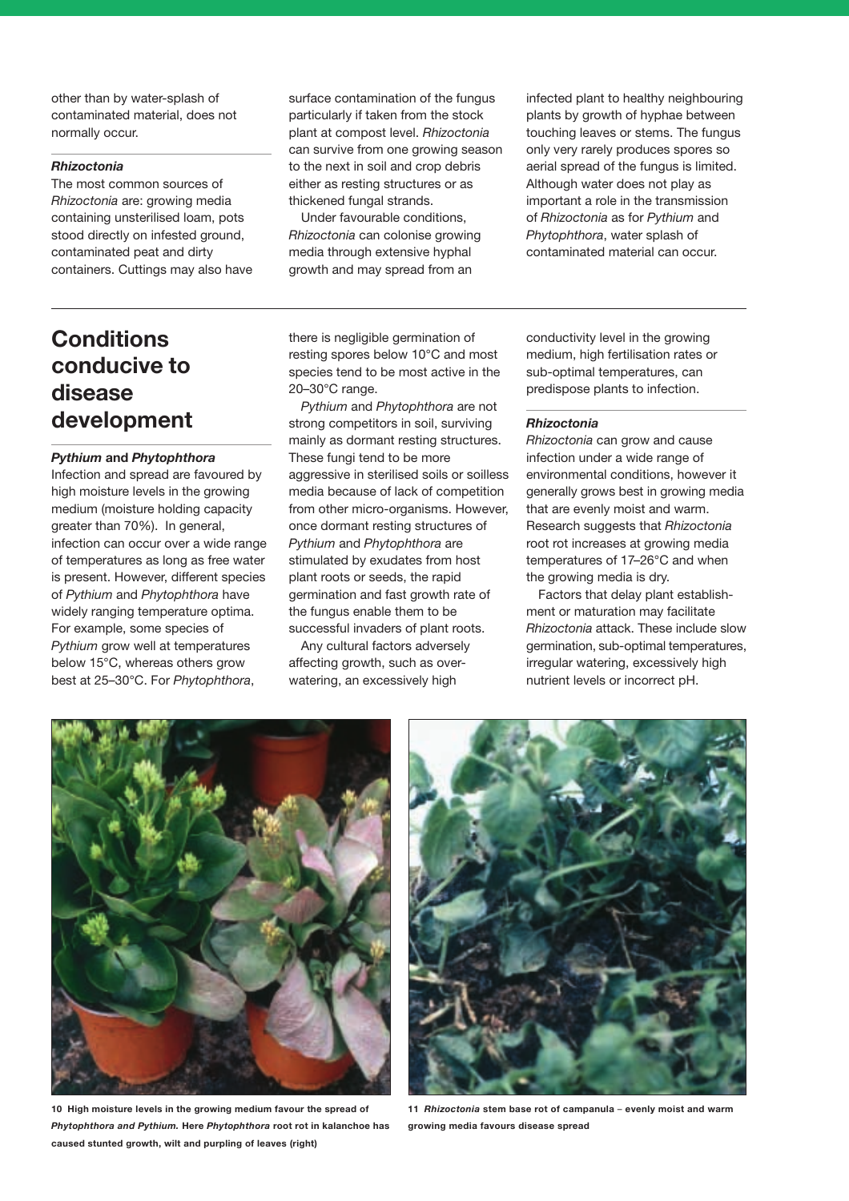other than by water-splash of contaminated material, does not normally occur.

### *Rhizoctonia*

The most common sources of *Rhizoctonia* are: growing media containing unsterilised loam, pots stood directly on infested ground, contaminated peat and dirty containers. Cuttings may also have surface contamination of the fungus particularly if taken from the stock plant at compost level. *Rhizoctonia* can survive from one growing season to the next in soil and crop debris either as resting structures or as thickened fungal strands.

Under favourable conditions, *Rhizoctonia* can colonise growing media through extensive hyphal growth and may spread from an infected plant to healthy neighbouring plants by growth of hyphae between touching leaves or stems. The fungus only very rarely produces spores so aerial spread of the fungus is limited. Although water does not play as important a role in the transmission of *Rhizoctonia* as for *Pythium* and *Phytophthora*, water splash of contaminated material can occur.

## Conditions conducive to disease development

### *Pythium* and *Phytophthora*

Infection and spread are favoured by high moisture levels in the growing medium (moisture holding capacity greater than 70%). In general, infection can occur over a wide range of temperatures as long as free water is present. However, different species of *Pythium* and *Phytophthora* have widely ranging temperature optima. For example, some species of *Pythium* grow well at temperatures below 15°C, whereas others grow best at 25–30°C. For *Phytophthora*, there is negligible germination of resting spores below 10°C and most species tend to be most active in the 20–30°C range.

*Pythium* and *Phytophthora* are not strong competitors in soil, surviving mainly as dormant resting structures. These fungi tend to be more aggressive in sterilised soils or soilless media because of lack of competition from other micro-organisms. However, once dormant resting structures of *Pythium* and *Phytophthora* are stimulated by exudates from host plant roots or seeds, the rapid germination and fast growth rate of the fungus enable them to be successful invaders of plant roots.

Any cultural factors adversely affecting growth, such as over-watering, an excessively high conductivity level in the growing medium, high fertilisation rates or sub-optimal temperatures, can predispose plants to infection.

### *Rhizoctonia*

*Rhizoctonia* can grow and cause infection under a wide range of environmental conditions, however it generally grows best in growing media that are evenly moist and warm. Research suggests that *Rhizoctonia* root rot increases at growing media temperatures of 17–26°C and when the growing media is dry.

Factors that delay plant establishment or maturation may facilitate *Rhizoctonia* attack. These include slow germination, sub-optimal temperatures, irregular watering, excessively high nutrient levels or incorrect pH.

**10 High moisture levels in the growing medium favour the spread of *Phytophthora and Pythium.* Here *Phytophthora* root rot in kalanchoe has caused stunted growth, wilt and purpling of leaves (right)**

**11 *Rhizoctonia* stem base rot of campanula – evenly moist and warm growing media favours disease spread**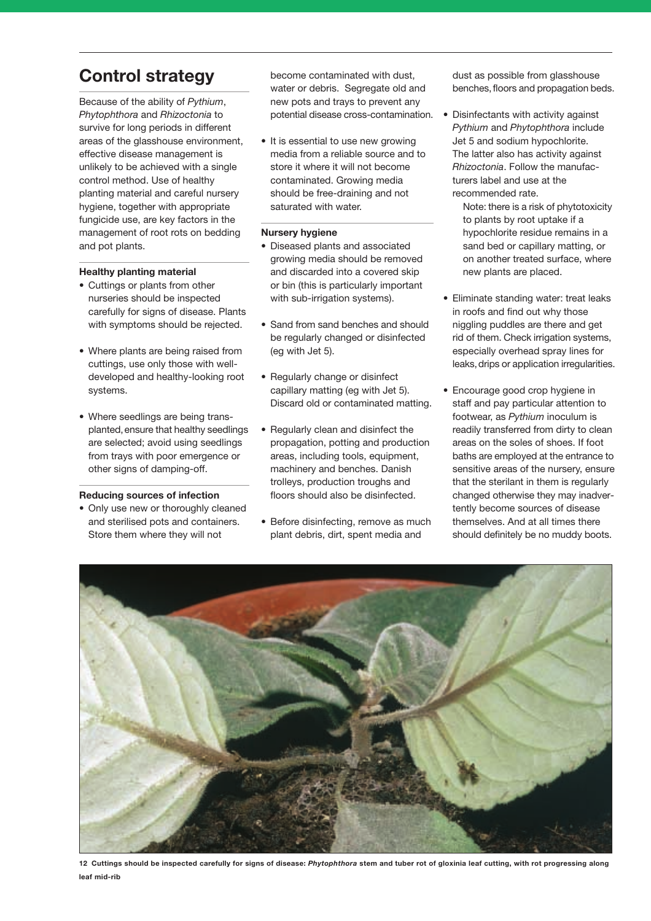## Control strategy

Because of the ability of *Pythium*, *Phytophthora* and *Rhizoctonia* to survive for long periods in different areas of the glasshouse environment, effective disease management is unlikely to be achieved with a single control method. Use of healthy planting material and careful nursery hygiene, together with appropriate fungicide use, are key factors in the management of root rots on bedding and pot plants.

### Healthy planting material

- Cuttings or plants from other nurseries should be inspected carefully for signs of disease. Plants with symptoms should be rejected.
- Where plants are being raised from cuttings, use only those with well-developed and healthy-looking root systems.
- Where seedlings are being transplanted, ensure that healthy seedlings are selected; avoid using seedlings from trays with poor emergence or other signs of damping-off.

### Reducing sources of infection

- Only use new or thoroughly cleaned and sterilised pots and containers. Store them where they will not become contaminated with dust, water or debris. Segregate old and new pots and trays to prevent any potential disease cross-contamination.
- It is essential to use new growing media from a reliable source and to store it where it will not become contaminated. Growing media should be free-draining and not saturated with water.

### Nursery hygiene

- Diseased plants and associated growing media should be removed and discarded into a covered skip or bin (this is particularly important with sub-irrigation systems).
- Sand from sand benches and should be regularly changed or disinfected (eg with Jet 5).
- Regularly change or disinfect capillary matting (eg with Jet 5). Discard old or contaminated matting.
- Regularly clean and disinfect the propagation, potting and production areas, including tools, equipment, machinery and benches. Danish trolleys, production troughs and floors should also be disinfected.
- Before disinfecting, remove as much plant debris, dirt, spent media and dust as possible from glasshouse benches, floors and propagation beds.
- Disinfectants with activity against *Pythium* and *Phytophthora* include Jet 5 and sodium hypochlorite. The latter also has activity against *Rhizoctonia*. Follow the manufacturers label and use at the recommended rate.

  Note: there is a risk of phytotoxicity to plants by root uptake if a hypochlorite residue remains in a sand bed or capillary matting, or on another treated surface, where new plants are placed.
- Eliminate standing water: treat leaks in roofs and find out why those niggling puddles are there and get rid of them. Check irrigation systems, especially overhead spray lines for leaks, drips or application irregularities.
- Encourage good crop hygiene in staff and pay particular attention to footwear, as *Pythium* inoculum is readily transferred from dirty to clean areas on the soles of shoes. If foot baths are employed at the entrance to sensitive areas of the nursery, ensure that the sterilant in them is regularly changed otherwise they may inadvertently become sources of disease themselves. And at all times there should definitely be no muddy boots.

**12 Cuttings should be inspected carefully for signs of disease: *Phytophthora* stem and tuber rot of gloxinia leaf cutting, with rot progressing along leaf mid-rib**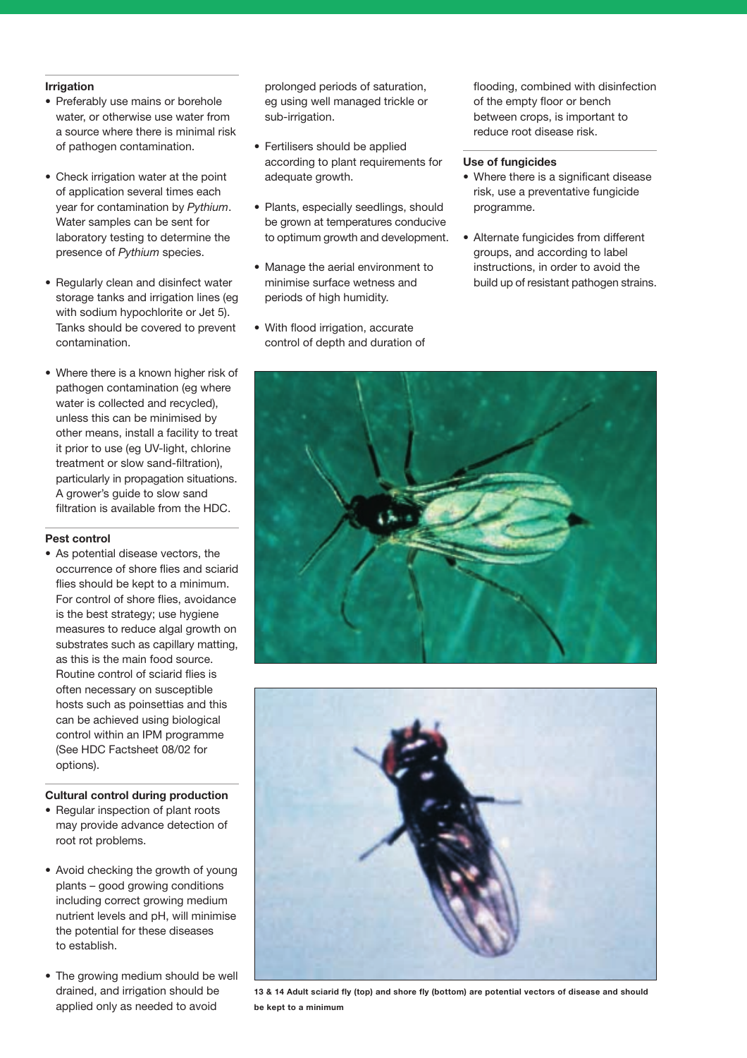### Irrigation

- Preferably use mains or borehole water, or otherwise use water from a source where there is minimal risk of pathogen contamination.
- Check irrigation water at the point of application several times each year for contamination by *Pythium*. Water samples can be sent for laboratory testing to determine the presence of *Pythium* species.
- Regularly clean and disinfect water storage tanks and irrigation lines (eg with sodium hypochlorite or Jet 5). Tanks should be covered to prevent contamination.
- Where there is a known higher risk of pathogen contamination (eg where water is collected and recycled), unless this can be minimised by other means, install a facility to treat it prior to use (eg UV-light, chlorine treatment or slow sand-filtration), particularly in propagation situations. A grower's guide to slow sand filtration is available from the HDC.

### Pest control

- As potential disease vectors, the occurrence of shore flies and sciarid flies should be kept to a minimum. For control of shore flies, avoidance is the best strategy; use hygiene measures to reduce algal growth on substrates such as capillary matting, as this is the main food source. Routine control of sciarid flies is often necessary on susceptible hosts such as poinsettias and this can be achieved using biological control within an IPM programme (See HDC Factsheet 08/02 for options).

### Cultural control during production

- Regular inspection of plant roots may provide advance detection of root rot problems.
- Avoid checking the growth of young plants – good growing conditions including correct growing medium nutrient levels and pH, will minimise the potential for these diseases to establish.
- The growing medium should be well drained, and irrigation should be applied only as needed to avoid prolonged periods of saturation, eg using well managed trickle or sub-irrigation.
- Fertilisers should be applied according to plant requirements for adequate growth.
- Plants, especially seedlings, should be grown at temperatures conducive to optimum growth and development.
- Manage the aerial environment to minimise surface wetness and periods of high humidity.
- With flood irrigation, accurate control of depth and duration of flooding, combined with disinfection of the empty floor or bench between crops, is important to reduce root disease risk.

### Use of fungicides

- Where there is a significant disease risk, use a preventative fungicide programme.
- Alternate fungicides from different groups, and according to label instructions, in order to avoid the build up of resistant pathogen strains.

**13 & 14 Adult sciarid fly (top) and shore fly (bottom) are potential vectors of disease and should be kept to a minimum**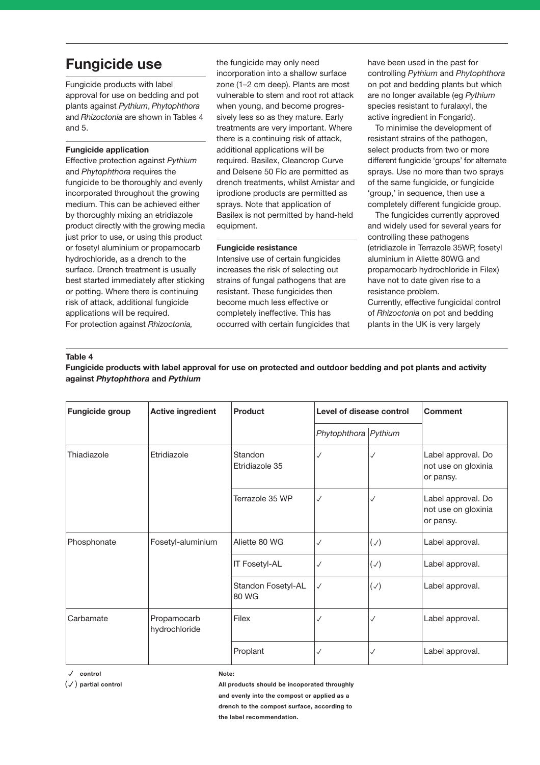## Fungicide use

Fungicide products with label approval for use on bedding and pot plants against *Pythium*, *Phytophthora* and *Rhizoctonia* are shown in Tables 4 and 5.

### Fungicide application

Effective protection against *Pythium* and *Phytophthora* requires the fungicide to be thoroughly and evenly incorporated throughout the growing medium. This can be achieved either by thoroughly mixing an etridiazole product directly with the growing media just prior to use, or using this product or fosetyl aluminium or propamocarb hydrochloride, as a drench to the surface. Drench treatment is usually best started immediately after sticking or potting. Where there is continuing risk of attack, additional fungicide applications will be required.

For protection against *Rhizoctonia,* the fungicide may only need incorporation into a shallow surface zone (1–2 cm deep). Plants are most vulnerable to stem and root rot attack when young, and become progressively less so as they mature. Early treatments are very important. Where there is a continuing risk of attack, additional applications will be required. Basilex, Cleancrop Curve and Delsene 50 Flo are permitted as drench treatments, whilst Amistar and iprodione products are permitted as sprays. Note that application of Basilex is not permitted by hand-held equipment.

### Fungicide resistance

Intensive use of certain fungicides increases the risk of selecting out strains of fungal pathogens that are resistant. These fungicides then become much less effective or completely ineffective. This has occurred with certain fungicides that have been used in the past for controlling *Pythium* and *Phytophthora* on pot and bedding plants but which are no longer available (eg *Pythium* species resistant to furalaxyl, the active ingredient in Fongarid).

To minimise the development of resistant strains of the pathogen, select products from two or more different fungicide 'groups' for alternate sprays. Use no more than two sprays of the same fungicide, or fungicide 'group,' in sequence, then use a completely different fungicide group.

The fungicides currently approved and widely used for several years for controlling these pathogens (etridiazole in Terrazole 35WP, fosetyl aluminium in Aliette 80WG and propamocarb hydrochloride in Filex) have not to date given rise to a resistance problem.

Currently, effective fungicidal control of *Rhizoctonia* on pot and bedding plants in the UK is very largely

**Table 4**

**Fungicide products with label approval for use on protected and outdoor bedding and pot plants and activity against *Phytophthora* and *Pythium***

| Fungicide group | Active ingredient | Product | Level of disease control | | Comment |
|---|---|---|---|---|---|
| | | | *Phytophthora* | *Pythium* | |
| Thiadiazole | Etridiazole | Standon Etridiazole 35 | ✓ | ✓ | Label approval. Do not use on gloxinia or pansy. |
| | | Terrazole 35 WP | ✓ | ✓ | Label approval. Do not use on gloxinia or pansy. |
| Phosphonate | Fosetyl-aluminium | Aliette 80 WG | ✓ | (✓) | Label approval. |
| | | IT Fosetyl-AL | ✓ | (✓) | Label approval. |
| | | Standon Fosetyl-AL 80 WG | ✓ | (✓) | Label approval. |
| Carbamate | Propamocarb hydrochloride | Filex | ✓ | ✓ | Label approval. |
| | | Proplant | ✓ | ✓ | Label approval. |

✓ control

(✓) partial control

**Note:**

**All products should be incoporated throughly and evenly into the compost or applied as a drench to the compost surface, according to the label recommendation.**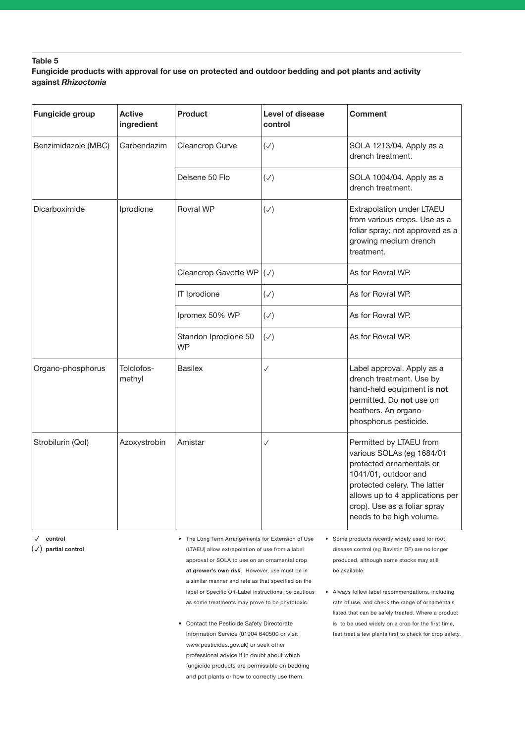**Table 5**

**Fungicide products with approval for use on protected and outdoor bedding and pot plants and activity against *Rhizoctonia***

| Fungicide group | Active ingredient | Product | Level of disease control | Comment |
|---|---|---|---|---|
| Benzimidazole (MBC) | Carbendazim | Cleancrop Curve | (✓) | SOLA 1213/04. Apply as a drench treatment. |
| | | Delsene 50 Flo | (✓) | SOLA 1004/04. Apply as a drench treatment. |
| Dicarboximide | Iprodione | Rovral WP | (✓) | Extrapolation under LTAEU from various crops. Use as a foliar spray; not approved as a growing medium drench treatment. |
| | | Cleancrop Gavotte WP | (✓) | As for Rovral WP. |
| | | IT Iprodione | (✓) | As for Rovral WP. |
| | | Ipromex 50% WP | (✓) | As for Rovral WP. |
| | | Standon Iprodione 50 WP | (✓) | As for Rovral WP. |
| Organo-phosphorus | Tolclofos-methyl | Basilex | ✓ | Label approval. Apply as a drench treatment. Use by hand-held equipment is **not** permitted. Do **not** use on heathers. An organo-phosphorus pesticide. |
| Strobilurin (QoI) | Azoxystrobin | Amistar | ✓ | Permitted by LTAEU from various SOLAs (eg 1684/01 protected ornamentals or 1041/01, outdoor and protected celery. The latter allows up to 4 applications per crop). Use as a foliar spray needs to be high volume. |

✓ **control**
(✓) **partial control**

- The Long Term Arrangements for Extension of Use (LTAEU) allow extrapolation of use from a label approval or SOLA to use on an ornamental crop **at grower's own risk**. However, use must be in a similar manner and rate as that specified on the label or Specific Off-Label instructions; be cautious as some treatments may prove to be phytotoxic.
- Contact the Pesticide Safety Directorate Information Service (01904 640500 or visit www.pesticides.gov.uk) or seek other professional advice if in doubt about which fungicide products are permissible on bedding and pot plants or how to correctly use them.
- Some products recently widely used for root disease control (eg Bavistin DF) are no longer produced, although some stocks may still be available.
- Always follow label recommendations, including rate of use, and check the range of ornamentals listed that can be safely treated. Where a product is to be used widely on a crop for the first time, test treat a few plants first to check for crop safety.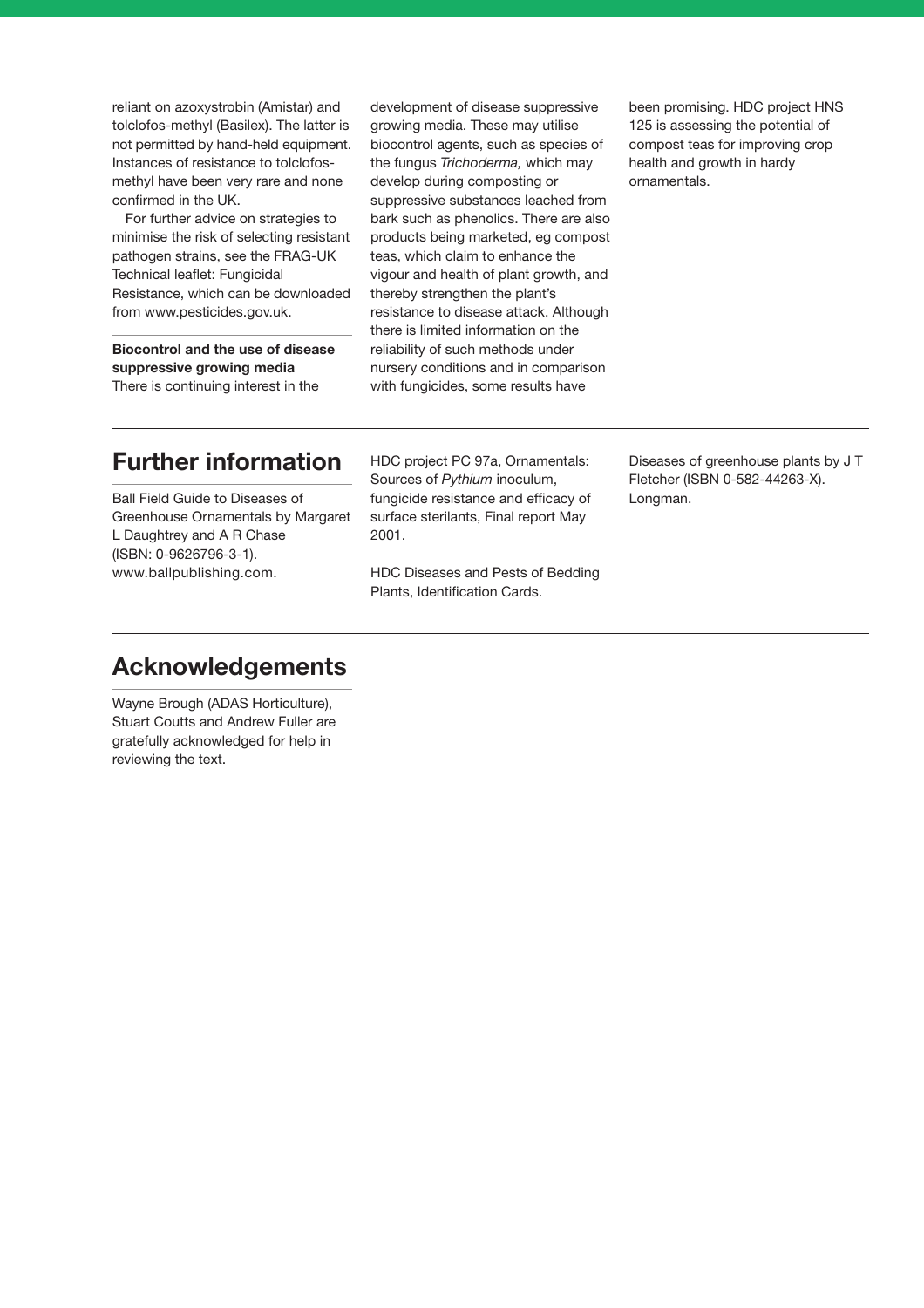reliant on azoxystrobin (Amistar) and tolclofos-methyl (Basilex). The latter is not permitted by hand-held equipment. Instances of resistance to tolclofos-methyl have been very rare and none confirmed in the UK.

For further advice on strategies to minimise the risk of selecting resistant pathogen strains, see the FRAG-UK Technical leaflet: Fungicidal Resistance, which can be downloaded from www.pesticides.gov.uk.

**Biocontrol and the use of disease suppressive growing media**

There is continuing interest in the development of disease suppressive growing media. These may utilise biocontrol agents, such as species of the fungus *Trichoderma,* which may develop during composting or suppressive substances leached from bark such as phenolics. There are also products being marketed, eg compost teas, which claim to enhance the vigour and health of plant growth, and thereby strengthen the plant's resistance to disease attack. Although there is limited information on the reliability of such methods under nursery conditions and in comparison with fungicides, some results have been promising. HDC project HNS 125 is assessing the potential of compost teas for improving crop health and growth in hardy ornamentals.

## Further information

Ball Field Guide to Diseases of Greenhouse Ornamentals by Margaret L Daughtrey and A R Chase (ISBN: 0-9626796-3-1). www.ballpublishing.com.

HDC project PC 97a, Ornamentals: Sources of *Pythium* inoculum, fungicide resistance and efficacy of surface sterilants, Final report May 2001.

HDC Diseases and Pests of Bedding Plants, Identification Cards.

Diseases of greenhouse plants by J T Fletcher (ISBN 0-582-44263-X). Longman.

## Acknowledgements

Wayne Brough (ADAS Horticulture), Stuart Coutts and Andrew Fuller are gratefully acknowledged for help in reviewing the text.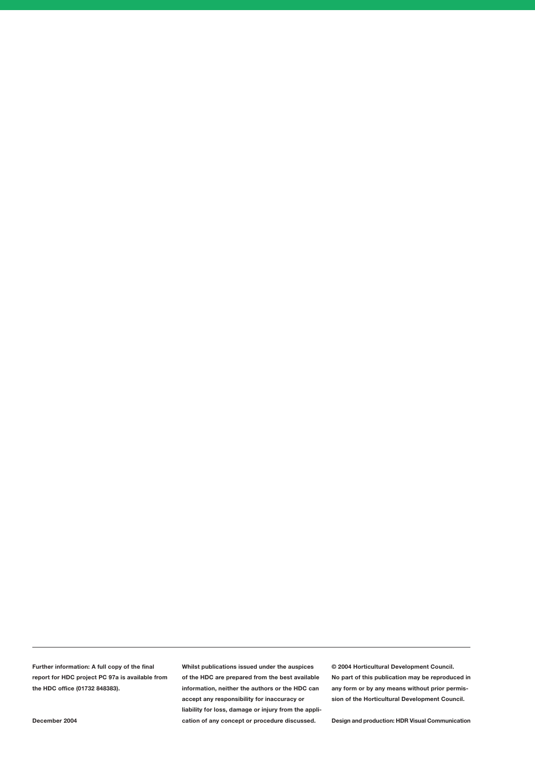**Further information: A full copy of the final report for HDC project PC 97a is available from the HDC office (01732 848383).**

**December 2004**

**Whilst publications issued under the auspices of the HDC are prepared from the best available information, neither the authors or the HDC can accept any responsibility for inaccuracy or liability for loss, damage or injury from the application of any concept or procedure discussed.**

**© 2004 Horticultural Development Council. No part of this publication may be reproduced in any form or by any means without prior permission of the Horticultural Development Council.**

**Design and production: HDR Visual Communication**